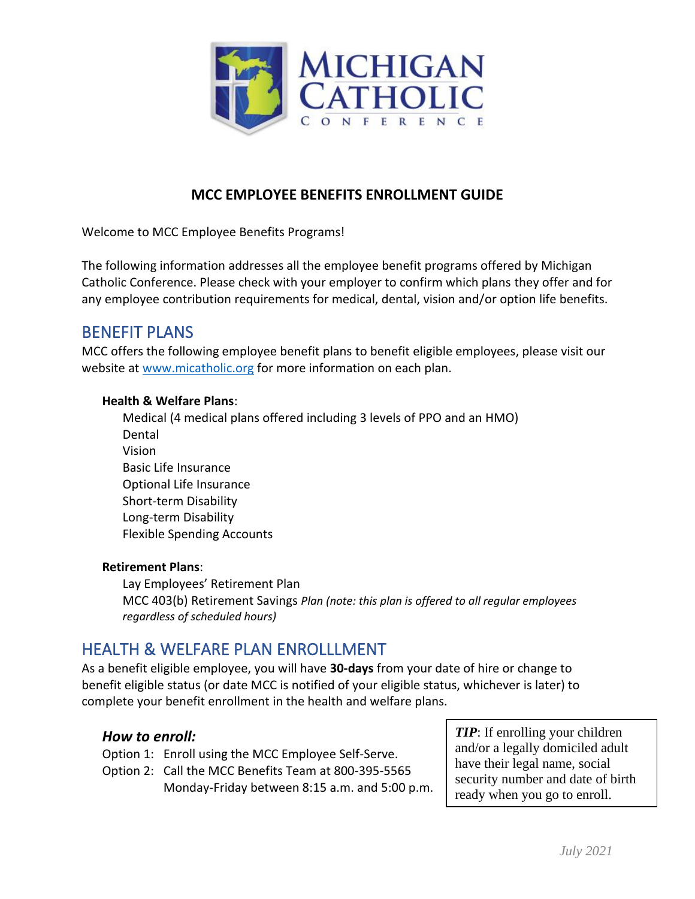# MCC EMPLOYEE BENEFITS ENROLLMENT GUIDE

Welcome to MCC Employee Benefits Programs!

The following information addresses all the employee benefit programs offered by Michigan Catholic Conference. Please check with your employer to confirm which plans they offer and for any employee contribution requirements for medical, dental, vision and/or option life benefits.

## BENEFIT PLANS

MCC offers the following employee benefit plans to benefit eligible employees, please visit our website at [www.micatholic.org](http://www.micatholic.org) for more information on each plan.

**Health & Welfare Plans**:

- Medical (4 medical plans offered including 3 levels of PPO and an HMO)
- Dental
- Vision
- Basic Life Insurance
- Optional Life Insurance
- Short-term Disability
- Long-term Disability
- Flexible Spending Accounts

**Retirement Plans**:

- Lay Employees' Retirement Plan
- MCC 403(b) Retirement Savings *Plan (note: this plan is offered to all regular employees regardless of scheduled hours)*

## HEALTH & WELFARE PLAN ENROLLLMENT

As a benefit eligible employee, you will have **30-days** from your date of hire or change to benefit eligible status (or date MCC is notified of your eligible status, whichever is later) to complete your benefit enrollment in the health and welfare plans.

### *How to enroll:*

Option 1: Enroll using the MCC Employee Self-Serve.

Option 2: Call the MCC Benefits Team at 800-395-5565 Monday-Friday between 8:15 a.m. and 5:00 p.m.

> ***TIP***: If enrolling your children and/or a legally domiciled adult have their legal name, social security number and date of birth ready when you go to enroll.

*July 2021*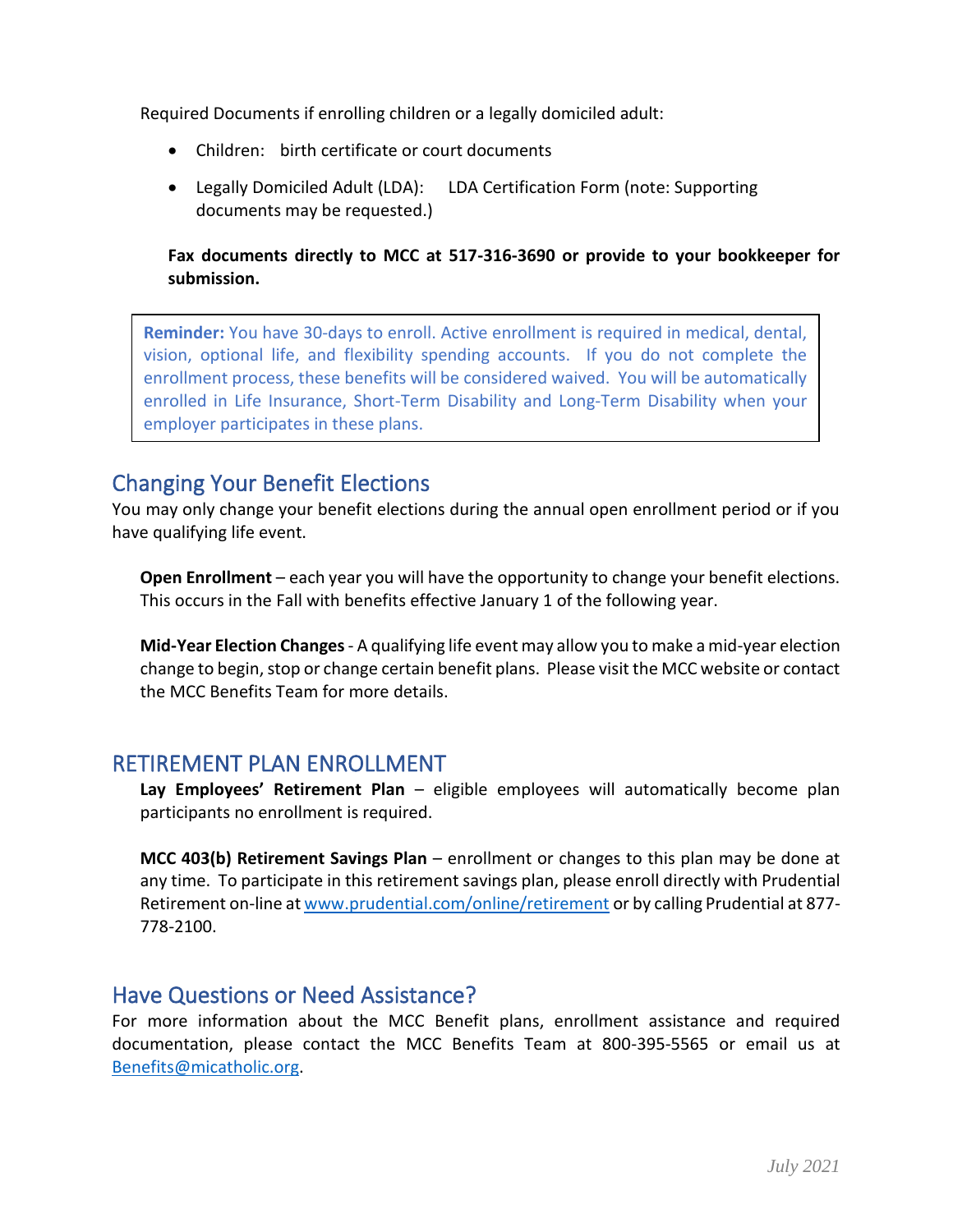Required Documents if enrolling children or a legally domiciled adult:

- Children: birth certificate or court documents
- Legally Domiciled Adult (LDA): LDA Certification Form (note: Supporting documents may be requested.)

**Fax documents directly to MCC at 517-316-3690 or provide to your bookkeeper for submission.**

> **Reminder:** You have 30-days to enroll. Active enrollment is required in medical, dental, vision, optional life, and flexibility spending accounts. If you do not complete the enrollment process, these benefits will be considered waived. You will be automatically enrolled in Life Insurance, Short-Term Disability and Long-Term Disability when your employer participates in these plans.

## Changing Your Benefit Elections

You may only change your benefit elections during the annual open enrollment period or if you have qualifying life event.

**Open Enrollment** – each year you will have the opportunity to change your benefit elections. This occurs in the Fall with benefits effective January 1 of the following year.

**Mid-Year Election Changes** - A qualifying life event may allow you to make a mid-year election change to begin, stop or change certain benefit plans. Please visit the MCC website or contact the MCC Benefits Team for more details.

## RETIREMENT PLAN ENROLLMENT

**Lay Employees' Retirement Plan** – eligible employees will automatically become plan participants no enrollment is required.

**MCC 403(b) Retirement Savings Plan** – enrollment or changes to this plan may be done at any time. To participate in this retirement savings plan, please enroll directly with Prudential Retirement on-line at www.prudential.com/online/retirement or by calling Prudential at 877-778-2100.

## Have Questions or Need Assistance?

For more information about the MCC Benefit plans, enrollment assistance and required documentation, please contact the MCC Benefits Team at 800-395-5565 or email us at Benefits@micatholic.org.

*July 2021*